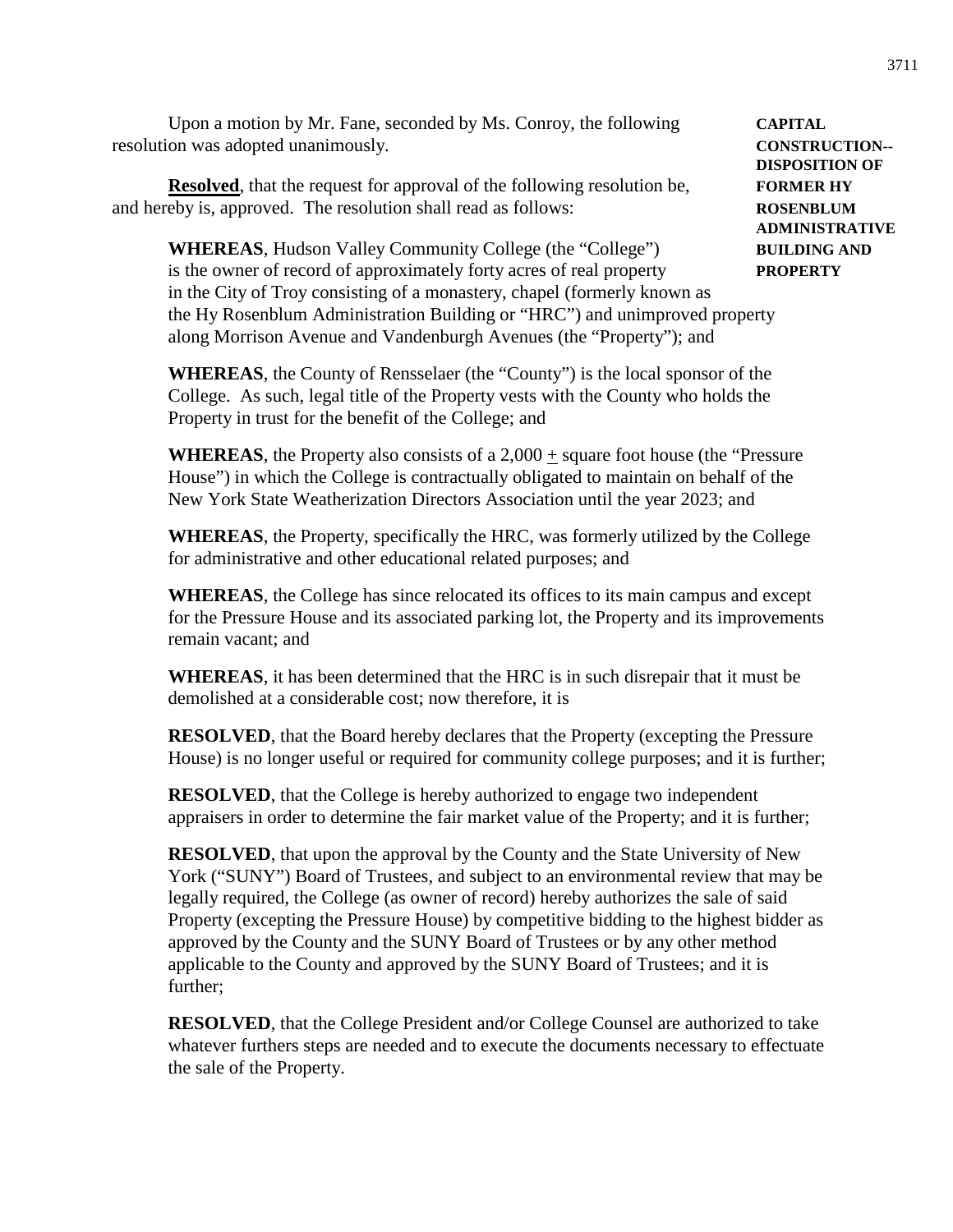**CAPITAL CONSTRUCTION-- DISPOSITION OF FORMER HY ROSENBLUM ADMINISTRATIVE BUILDING AND PROPERTY**

Upon a motion by Mr. Fane, seconded by Ms. Conroy, the following resolution was adopted unanimously.

**Resolved**, that the request for approval of the following resolution be, and hereby is, approved. The resolution shall read as follows:

> **WHEREAS**, Hudson Valley Community College (the "College") is the owner of record of approximately forty acres of real property in the City of Troy consisting of a monastery, chapel (formerly known as the Hy Rosenblum Administration Building or "HRC") and unimproved property along Morrison Avenue and Vandenburgh Avenues (the "Property"); and
>
> **WHEREAS**, the County of Rensselaer (the "County") is the local sponsor of the College. As such, legal title of the Property vests with the County who holds the Property in trust for the benefit of the College; and
>
> **WHEREAS**, the Property also consists of a 2,000 ± square foot house (the "Pressure House") in which the College is contractually obligated to maintain on behalf of the New York State Weatherization Directors Association until the year 2023; and
>
> **WHEREAS**, the Property, specifically the HRC, was formerly utilized by the College for administrative and other educational related purposes; and
>
> **WHEREAS**, the College has since relocated its offices to its main campus and except for the Pressure House and its associated parking lot, the Property and its improvements remain vacant; and
>
> **WHEREAS**, it has been determined that the HRC is in such disrepair that it must be demolished at a considerable cost; now therefore, it is
>
> **RESOLVED**, that the Board hereby declares that the Property (excepting the Pressure House) is no longer useful or required for community college purposes; and it is further;
>
> **RESOLVED**, that the College is hereby authorized to engage two independent appraisers in order to determine the fair market value of the Property; and it is further;
>
> **RESOLVED**, that upon the approval by the County and the State University of New York ("SUNY") Board of Trustees, and subject to an environmental review that may be legally required, the College (as owner of record) hereby authorizes the sale of said Property (excepting the Pressure House) by competitive bidding to the highest bidder as approved by the County and the SUNY Board of Trustees or by any other method applicable to the County and approved by the SUNY Board of Trustees; and it is further;
>
> **RESOLVED**, that the College President and/or College Counsel are authorized to take whatever furthers steps are needed and to execute the documents necessary to effectuate the sale of the Property.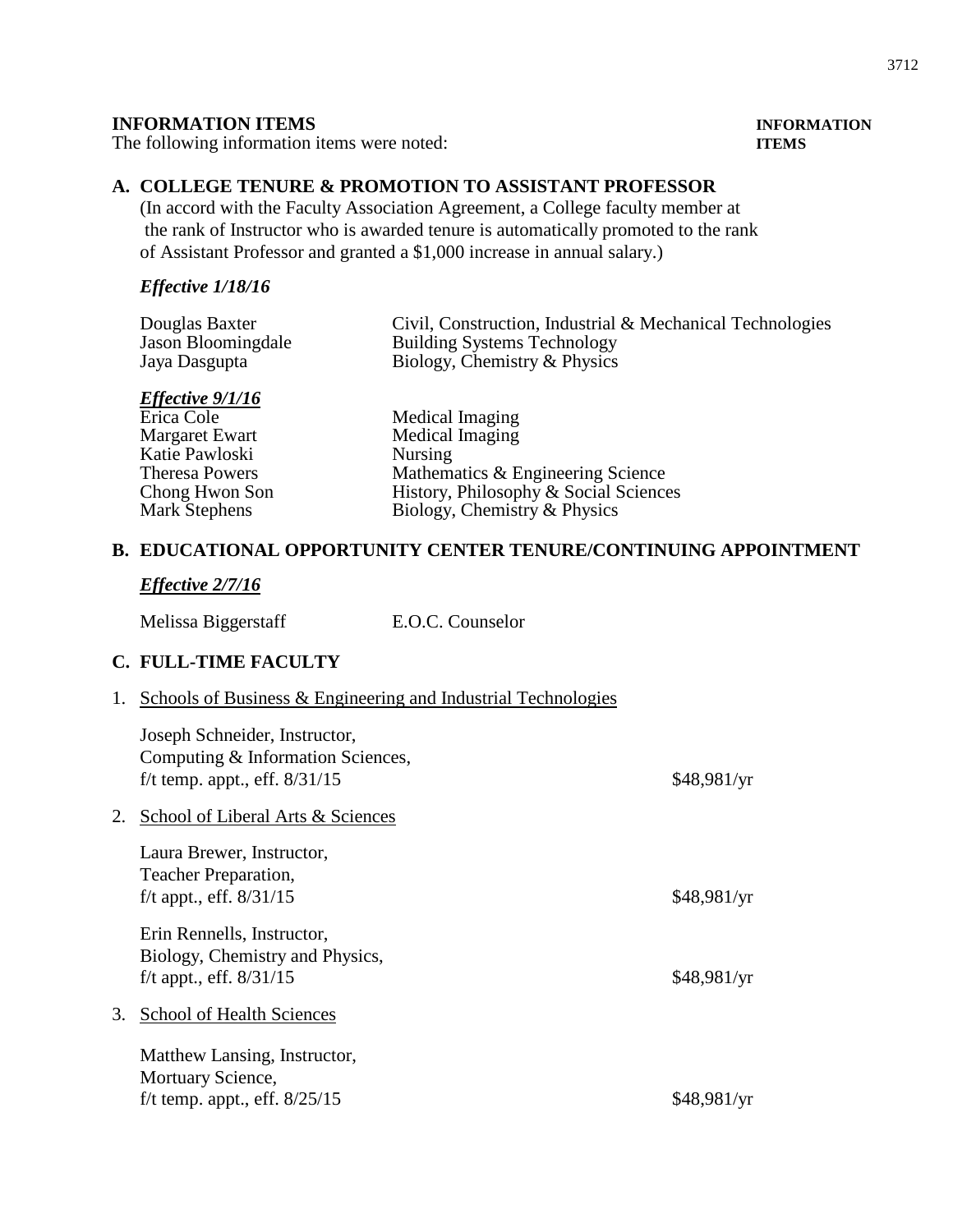## INFORMATION ITEMS

The following information items were noted:

**INFORMATION ITEMS**

### A. COLLEGE TENURE & PROMOTION TO ASSISTANT PROFESSOR

(In accord with the Faculty Association Agreement, a College faculty member at the rank of Instructor who is awarded tenure is automatically promoted to the rank of Assistant Professor and granted a $1,000 increase in annual salary.)

***Effective 1/18/16***

| | |
|---|---|
| Douglas Baxter | Civil, Construction, Industrial & Mechanical Technologies |
| Jason Bloomingdale | Building Systems Technology |
| Jaya Dasgupta | Biology, Chemistry & Physics |

***Effective 9/1/16***

| | |
|---|---|
| Erica Cole | Medical Imaging |
| Margaret Ewart | Medical Imaging |
| Katie Pawloski | Nursing |
| Theresa Powers | Mathematics & Engineering Science |
| Chong Hwon Son | History, Philosophy & Social Sciences |
| Mark Stephens | Biology, Chemistry & Physics |

### B. EDUCATIONAL OPPORTUNITY CENTER TENURE/CONTINUING APPOINTMENT

***Effective 2/7/16***

| | |
|---|---|
| Melissa Biggerstaff | E.O.C. Counselor |

### C. FULL-TIME FACULTY

1. Schools of Business & Engineering and Industrial Technologies

   Joseph Schneider, Instructor,
   Computing & Information Sciences,
   f/t temp. appt., eff. 8/31/15 — $48,981/yr

2. School of Liberal Arts & Sciences

   Laura Brewer, Instructor,
   Teacher Preparation,
   f/t appt., eff. 8/31/15 — $48,981/yr

   Erin Rennells, Instructor,
   Biology, Chemistry and Physics,
   f/t appt., eff. 8/31/15 — $48,981/yr

3. School of Health Sciences

   Matthew Lansing, Instructor,
   Mortuary Science,
   f/t temp. appt., eff. 8/25/15 — $48,981/yr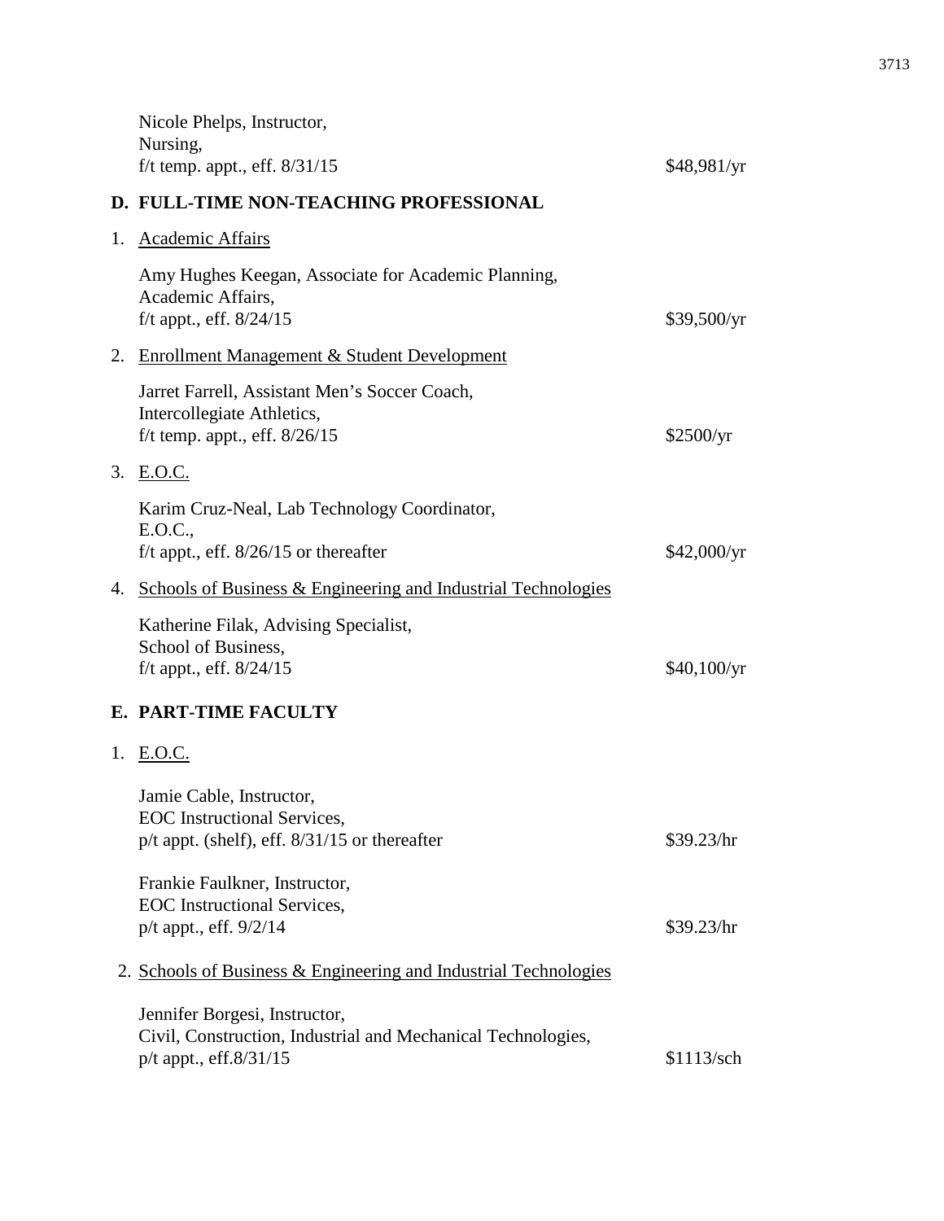Nicole Phelps, Instructor,
Nursing,
f/t temp. appt., eff. 8/31/15 $48,981/yr

**D. FULL-TIME NON-TEACHING PROFESSIONAL**

1. Academic Affairs

   Amy Hughes Keegan, Associate for Academic Planning,
   Academic Affairs,
   f/t appt., eff. 8/24/15 $39,500/yr

2. Enrollment Management & Student Development

   Jarret Farrell, Assistant Men's Soccer Coach,
   Intercollegiate Athletics,
   f/t temp. appt., eff. 8/26/15 $2500/yr

3. E.O.C.

   Karim Cruz-Neal, Lab Technology Coordinator,
   E.O.C.,
   f/t appt., eff. 8/26/15 or thereafter $42,000/yr

4. Schools of Business & Engineering and Industrial Technologies

   Katherine Filak, Advising Specialist,
   School of Business,
   f/t appt., eff. 8/24/15 $40,100/yr

**E. PART-TIME FACULTY**

1. E.O.C.

   Jamie Cable, Instructor,
   EOC Instructional Services,
   p/t appt. (shelf), eff. 8/31/15 or thereafter $39.23/hr

   Frankie Faulkner, Instructor,
   EOC Instructional Services,
   p/t appt., eff. 9/2/14 $39.23/hr

2. Schools of Business & Engineering and Industrial Technologies

   Jennifer Borgesi, Instructor,
   Civil, Construction, Industrial and Mechanical Technologies,
   p/t appt., eff.8/31/15 $1113/sch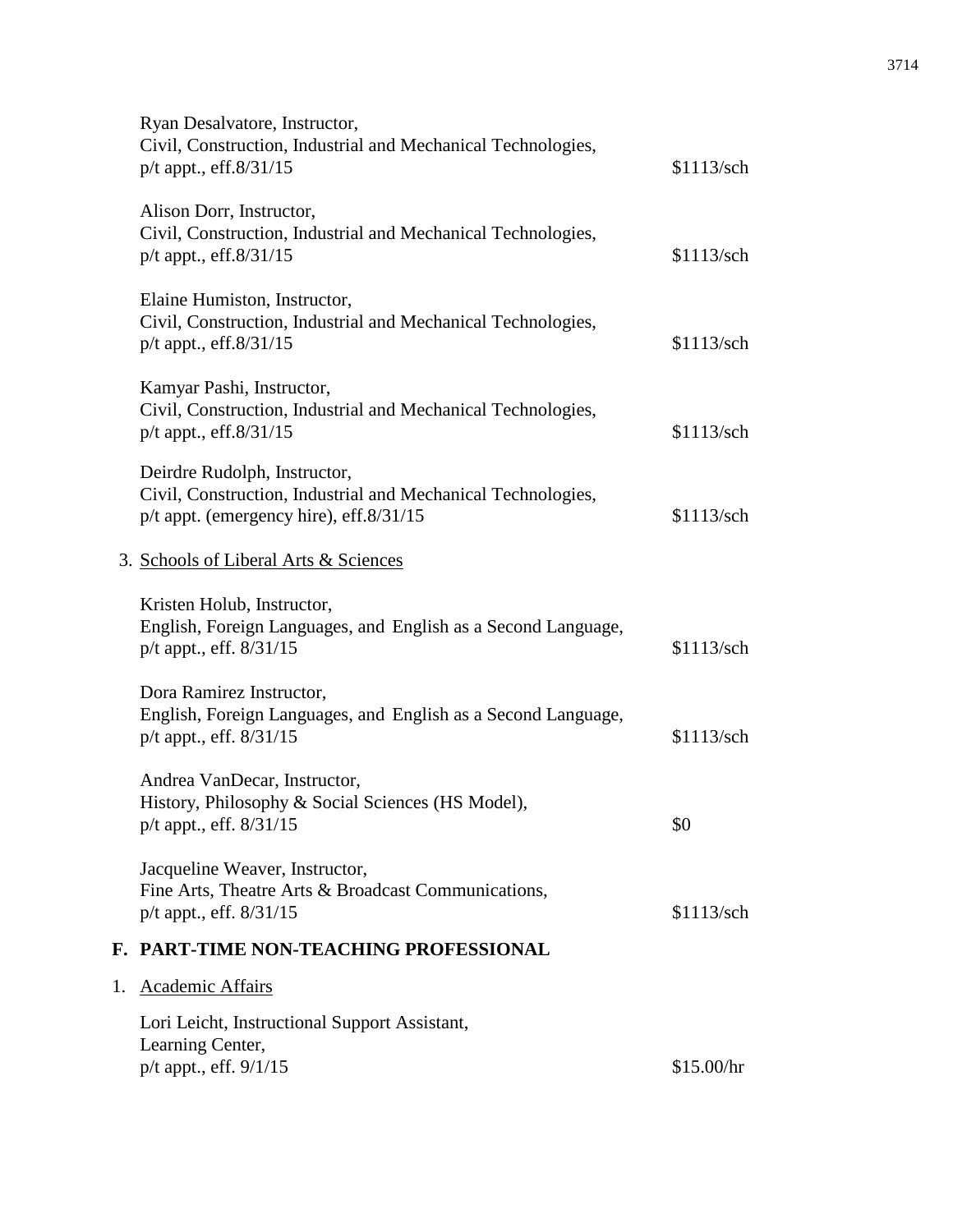Ryan Desalvatore, Instructor,
Civil, Construction, Industrial and Mechanical Technologies,
p/t appt., eff.8/31/15 — $1113/sch

Alison Dorr, Instructor,
Civil, Construction, Industrial and Mechanical Technologies,
p/t appt., eff.8/31/15 — $1113/sch

Elaine Humiston, Instructor,
Civil, Construction, Industrial and Mechanical Technologies,
p/t appt., eff.8/31/15 — $1113/sch

Kamyar Pashi, Instructor,
Civil, Construction, Industrial and Mechanical Technologies,
p/t appt., eff.8/31/15 — $1113/sch

Deirdre Rudolph, Instructor,
Civil, Construction, Industrial and Mechanical Technologies,
p/t appt. (emergency hire), eff.8/31/15 — $1113/sch

3. Schools of Liberal Arts & Sciences

Kristen Holub, Instructor,
English, Foreign Languages, and English as a Second Language,
p/t appt., eff. 8/31/15 — $1113/sch

Dora Ramirez Instructor,
English, Foreign Languages, and English as a Second Language,
p/t appt., eff. 8/31/15 — $1113/sch

Andrea VanDecar, Instructor,
History, Philosophy & Social Sciences (HS Model),
p/t appt., eff. 8/31/15 — $0

Jacqueline Weaver, Instructor,
Fine Arts, Theatre Arts & Broadcast Communications,
p/t appt., eff. 8/31/15 — $1113/sch

## F. PART-TIME NON-TEACHING PROFESSIONAL

1. Academic Affairs

Lori Leicht, Instructional Support Assistant,
Learning Center,
p/t appt., eff. 9/1/15 — $15.00/hr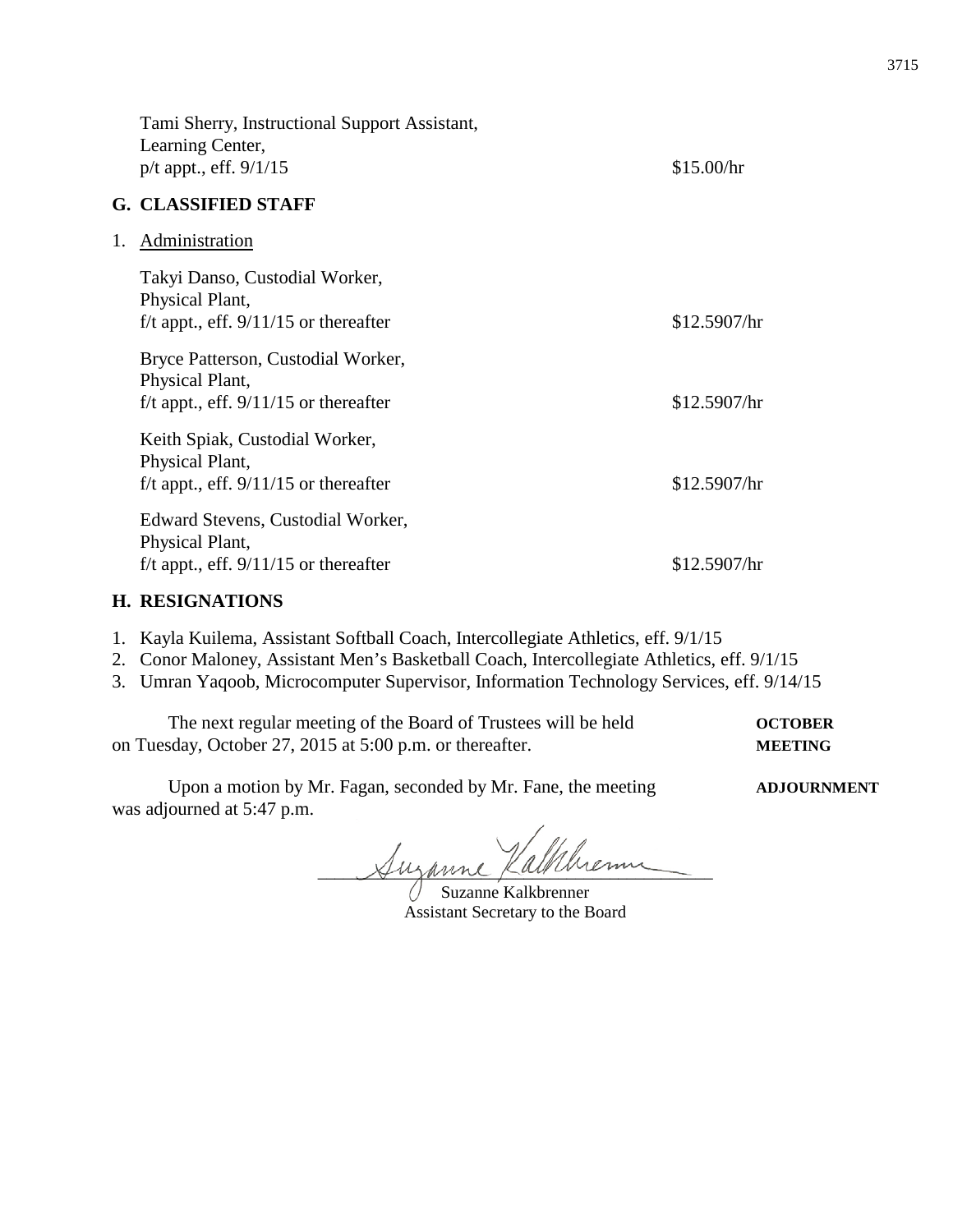Tami Sherry, Instructional Support Assistant,
Learning Center,
p/t appt., eff. 9/1/15 — $15.00/hr

## G. CLASSIFIED STAFF

1. Administration

Takyi Danso, Custodial Worker,
Physical Plant,
f/t appt., eff. 9/11/15 or thereafter — $12.5907/hr

Bryce Patterson, Custodial Worker,
Physical Plant,
f/t appt., eff. 9/11/15 or thereafter — $12.5907/hr

Keith Spiak, Custodial Worker,
Physical Plant,
f/t appt., eff. 9/11/15 or thereafter — $12.5907/hr

Edward Stevens, Custodial Worker,
Physical Plant,
f/t appt., eff. 9/11/15 or thereafter — $12.5907/hr

## H. RESIGNATIONS

1. Kayla Kuilema, Assistant Softball Coach, Intercollegiate Athletics, eff. 9/1/15
2. Conor Maloney, Assistant Men's Basketball Coach, Intercollegiate Athletics, eff. 9/1/15
3. Umran Yaqoob, Microcomputer Supervisor, Information Technology Services, eff. 9/14/15

**OCTOBER MEETING**

The next regular meeting of the Board of Trustees will be held on Tuesday, October 27, 2015 at 5:00 p.m. or thereafter.

**ADJOURNMENT**

Upon a motion by Mr. Fagan, seconded by Mr. Fane, the meeting was adjourned at 5:47 p.m.

Suzanne Kalkbrenner
Assistant Secretary to the Board